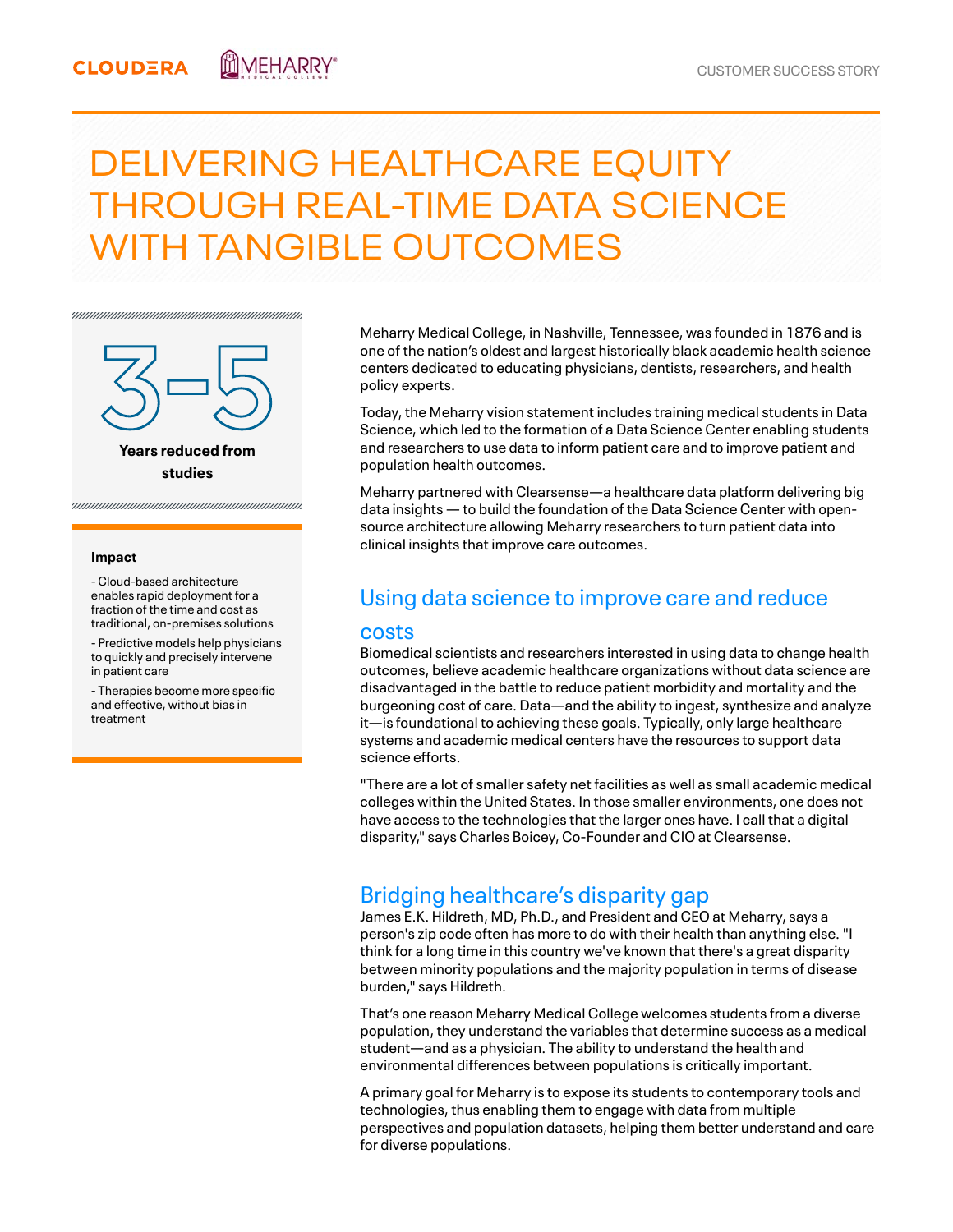# DELIVERING HEALTHCARE EQUITY THROUGH REAL-TIME DATA SCIENCE WITH TANGIBLE OUTCOMES

**3–5**

**Years reduced from studies**

**Impact**

- Cloud-based architecture enables rapid deployment for a fraction of the time and cost as traditional, on-premises solutions
- Predictive models help physicians to quickly and precisely intervene in patient care
- Therapies become more specific and effective, without bias in treatment

Meharry Medical College, in Nashville, Tennessee, was founded in 1876 and is one of the nation's oldest and largest historically black academic health science centers dedicated to educating physicians, dentists, researchers, and health policy experts.

Today, the Meharry vision statement includes training medical students in Data Science, which led to the formation of a Data Science Center enabling students and researchers to use data to inform patient care and to improve patient and population health outcomes.

Meharry partnered with Clearsense—a healthcare data platform delivering big data insights — to build the foundation of the Data Science Center with open-source architecture allowing Meharry researchers to turn patient data into clinical insights that improve care outcomes.

## Using data science to improve care and reduce costs

Biomedical scientists and researchers interested in using data to change health outcomes, believe academic healthcare organizations without data science are disadvantaged in the battle to reduce patient morbidity and mortality and the burgeoning cost of care. Data—and the ability to ingest, synthesize and analyze it—is foundational to achieving these goals. Typically, only large healthcare systems and academic medical centers have the resources to support data science efforts.

"There are a lot of smaller safety net facilities as well as small academic medical colleges within the United States. In those smaller environments, one does not have access to the technologies that the larger ones have. I call that a digital disparity," says Charles Boicey, Co-Founder and CIO at Clearsense.

## Bridging healthcare's disparity gap

James E.K. Hildreth, MD, Ph.D., and President and CEO at Meharry, says a person's zip code often has more to do with their health than anything else. "I think for a long time in this country we've known that there's a great disparity between minority populations and the majority population in terms of disease burden," says Hildreth.

That's one reason Meharry Medical College welcomes students from a diverse population, they understand the variables that determine success as a medical student—and as a physician. The ability to understand the health and environmental differences between populations is critically important.

A primary goal for Meharry is to expose its students to contemporary tools and technologies, thus enabling them to engage with data from multiple perspectives and population datasets, helping them better understand and care for diverse populations.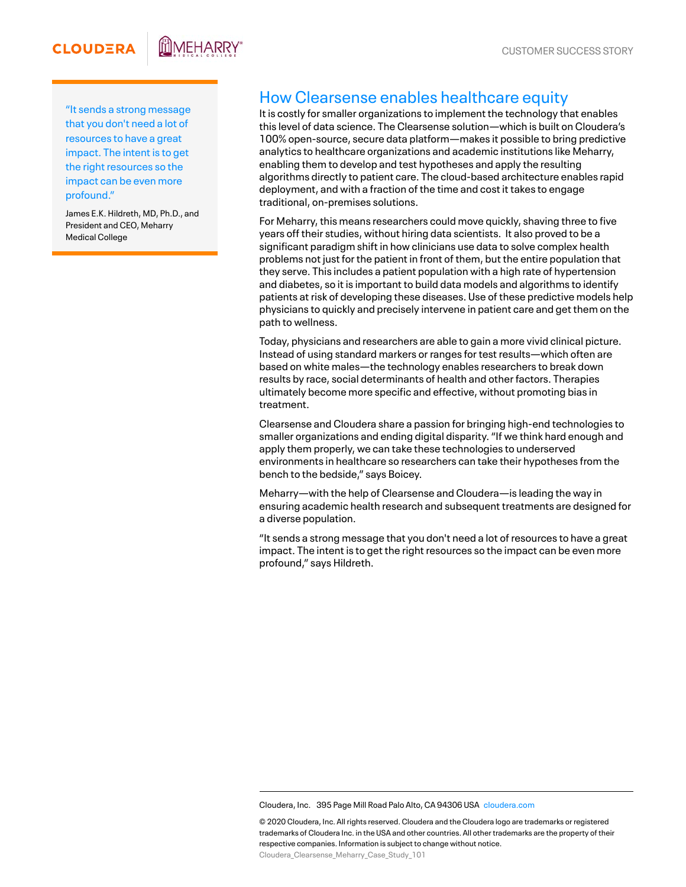> "It sends a strong message that you don't need a lot of resources to have a great impact. The intent is to get the right resources so the impact can be even more profound."
>
> James E.K. Hildreth, MD, Ph.D., and President and CEO, Meharry Medical College

## How Clearsense enables healthcare equity

It is costly for smaller organizations to implement the technology that enables this level of data science. The Clearsense solution—which is built on Cloudera's 100% open-source, secure data platform—makes it possible to bring predictive analytics to healthcare organizations and academic institutions like Meharry, enabling them to develop and test hypotheses and apply the resulting algorithms directly to patient care. The cloud-based architecture enables rapid deployment, and with a fraction of the time and cost it takes to engage traditional, on-premises solutions.

For Meharry, this means researchers could move quickly, shaving three to five years off their studies, without hiring data scientists. It also proved to be a significant paradigm shift in how clinicians use data to solve complex health problems not just for the patient in front of them, but the entire population that they serve. This includes a patient population with a high rate of hypertension and diabetes, so it is important to build data models and algorithms to identify patients at risk of developing these diseases. Use of these predictive models help physicians to quickly and precisely intervene in patient care and get them on the path to wellness.

Today, physicians and researchers are able to gain a more vivid clinical picture. Instead of using standard markers or ranges for test results—which often are based on white males—the technology enables researchers to break down results by race, social determinants of health and other factors. Therapies ultimately become more specific and effective, without promoting bias in treatment.

Clearsense and Cloudera share a passion for bringing high-end technologies to smaller organizations and ending digital disparity. "If we think hard enough and apply them properly, we can take these technologies to underserved environments in healthcare so researchers can take their hypotheses from the bench to the bedside," says Boicey.

Meharry—with the help of Clearsense and Cloudera—is leading the way in ensuring academic health research and subsequent treatments are designed for a diverse population.

"It sends a strong message that you don't need a lot of resources to have a great impact. The intent is to get the right resources so the impact can be even more profound," says Hildreth.

Cloudera, Inc. 395 Page Mill Road Palo Alto, CA 94306 USA cloudera.com

© 2020 Cloudera, Inc. All rights reserved. Cloudera and the Cloudera logo are trademarks or registered trademarks of Cloudera Inc. in the USA and other countries. All other trademarks are the property of their respective companies. Information is subject to change without notice.

Cloudera_Clearsense_Meharry_Case_Study_101